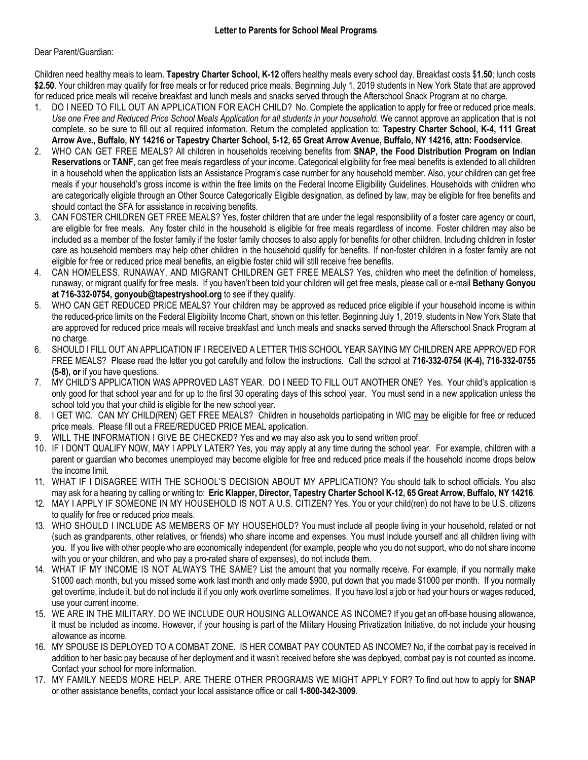## Letter to Parents for School Meal Programs

Dear Parent/Guardian:

Children need healthy meals to learn. **Tapestry Charter School, K-12** offers healthy meals every school day. Breakfast costs $**1.50**; lunch costs **$2.50**. Your children may qualify for free meals or for reduced price meals. Beginning July 1, 2019 students in New York State that are approved for reduced price meals will receive breakfast and lunch meals and snacks served through the Afterschool Snack Program at no charge.

1. DO I NEED TO FILL OUT AN APPLICATION FOR EACH CHILD? No. Complete the application to apply for free or reduced price meals. *Use one Free and Reduced Price School Meals Application for all students in your household.* We cannot approve an application that is not complete, so be sure to fill out all required information. Return the completed application to: **Tapestry Charter School, K-4, 111 Great Arrow Ave., Buffalo, NY 14216 or Tapestry Charter School, 5-12, 65 Great Arrow Avenue, Buffalo, NY 14216, attn: Foodservice**.
2. WHO CAN GET FREE MEALS? All children in households receiving benefits from **SNAP, the Food Distribution Program on Indian Reservations** or **TANF**, can get free meals regardless of your income. Categorical eligibility for free meal benefits is extended to all children in a household when the application lists an Assistance Program's case number for any household member. Also, your children can get free meals if your household's gross income is within the free limits on the Federal Income Eligibility Guidelines. Households with children who are categorically eligible through an Other Source Categorically Eligible designation, as defined by law, may be eligible for free benefits and should contact the SFA for assistance in receiving benefits.
3. CAN FOSTER CHILDREN GET FREE MEALS? Yes, foster children that are under the legal responsibility of a foster care agency or court, are eligible for free meals. Any foster child in the household is eligible for free meals regardless of income. Foster children may also be included as a member of the foster family if the foster family chooses to also apply for benefits for other children. Including children in foster care as household members may help other children in the household qualify for benefits. If non-foster children in a foster family are not eligible for free or reduced price meal benefits, an eligible foster child will still receive free benefits.
4. CAN HOMELESS, RUNAWAY, AND MIGRANT CHILDREN GET FREE MEALS? Yes, children who meet the definition of homeless, runaway, or migrant qualify for free meals. If you haven't been told your children will get free meals, please call or e-mail **Bethany Gonyou at 716-332-0754, gonyoub@tapestryshool.org** to see if they qualify.
5. WHO CAN GET REDUCED PRICE MEALS? Your children may be approved as reduced price eligible if your household income is within the reduced-price limits on the Federal Eligibility Income Chart, shown on this letter. Beginning July 1, 2019, students in New York State that are approved for reduced price meals will receive breakfast and lunch meals and snacks served through the Afterschool Snack Program at no charge.
6. SHOULD I FILL OUT AN APPLICATION IF I RECEIVED A LETTER THIS SCHOOL YEAR SAYING MY CHILDREN ARE APPROVED FOR FREE MEALS? Please read the letter you got carefully and follow the instructions. Call the school at **716-332-0754 (K-4), 716-332-0755 (5-8), or** if you have questions.
7. MY CHILD'S APPLICATION WAS APPROVED LAST YEAR. DO I NEED TO FILL OUT ANOTHER ONE? Yes. Your child's application is only good for that school year and for up to the first 30 operating days of this school year. You must send in a new application unless the school told you that your child is eligible for the new school year.
8. I GET WIC. CAN MY CHILD(REN) GET FREE MEALS? Children in households participating in WIC <u>may</u> be eligible for free or reduced price meals. Please fill out a FREE/REDUCED PRICE MEAL application.
9. WILL THE INFORMATION I GIVE BE CHECKED? Yes and we may also ask you to send written proof.
10. IF I DON'T QUALIFY NOW, MAY I APPLY LATER? Yes, you may apply at any time during the school year. For example, children with a parent or guardian who becomes unemployed may become eligible for free and reduced price meals if the household income drops below the income limit.
11. WHAT IF I DISAGREE WITH THE SCHOOL'S DECISION ABOUT MY APPLICATION? You should talk to school officials. You also may ask for a hearing by calling or writing to: **Eric Klapper, Director, Tapestry Charter School K-12, 65 Great Arrow, Buffalo, NY 14216**.
12. MAY I APPLY IF SOMEONE IN MY HOUSEHOLD IS NOT A U.S. CITIZEN? Yes. You or your child(ren) do not have to be U.S. citizens to qualify for free or reduced price meals.
13. WHO SHOULD I INCLUDE AS MEMBERS OF MY HOUSEHOLD? You must include all people living in your household, related or not (such as grandparents, other relatives, or friends) who share income and expenses. You must include yourself and all children living with you. If you live with other people who are economically independent (for example, people who you do not support, who do not share income with you or your children, and who pay a pro-rated share of expenses), do not include them.
14. WHAT IF MY INCOME IS NOT ALWAYS THE SAME? List the amount that you normally receive. For example, if you normally make $1000 each month, but you missed some work last month and only made $900, put down that you made $1000 per month. If you normally get overtime, include it, but do not include it if you only work overtime sometimes. If you have lost a job or had your hours or wages reduced, use your current income.
15. WE ARE IN THE MILITARY. DO WE INCLUDE OUR HOUSING ALLOWANCE AS INCOME? If you get an off-base housing allowance, it must be included as income. However, if your housing is part of the Military Housing Privatization Initiative, do not include your housing allowance as income.
16. MY SPOUSE IS DEPLOYED TO A COMBAT ZONE. IS HER COMBAT PAY COUNTED AS INCOME? No, if the combat pay is received in addition to her basic pay because of her deployment and it wasn't received before she was deployed, combat pay is not counted as income. Contact your school for more information.
17. MY FAMILY NEEDS MORE HELP. ARE THERE OTHER PROGRAMS WE MIGHT APPLY FOR? To find out how to apply for **SNAP** or other assistance benefits, contact your local assistance office or call **1-800-342-3009**.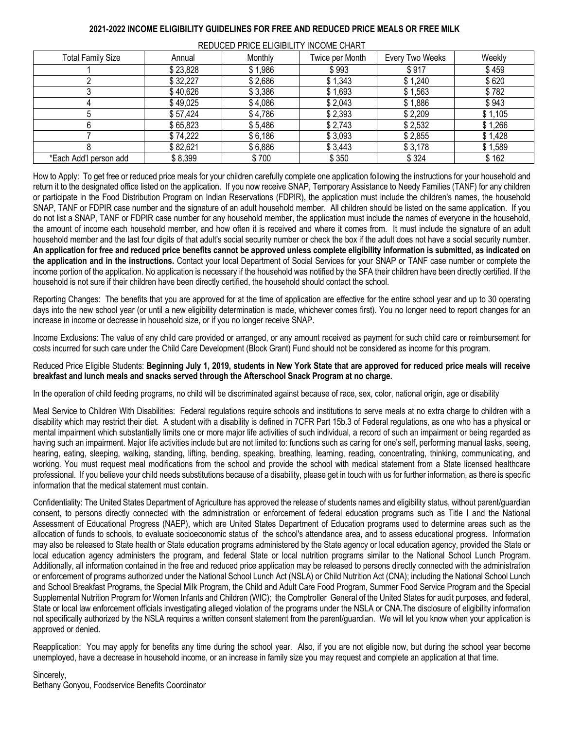**2021-2022 INCOME ELIGIBILITY GUIDELINES FOR FREE AND REDUCED PRICE MEALS OR FREE MILK**

REDUCED PRICE ELIGIBILITY INCOME CHART

| Total Family Size | Annual | Monthly | Twice per Month | Every Two Weeks | Weekly |
|---|---|---|---|---|---|
| 1 | $ 23,828 | $ 1,986 | $ 993 | $ 917 | $ 459 |
| 2 | $ 32,227 | $ 2,686 | $ 1,343 | $ 1,240 | $ 620 |
| 3 | $ 40,626 | $ 3,386 | $ 1,693 | $ 1,563 | $ 782 |
| 4 | $ 49,025 | $ 4,086 | $ 2,043 | $ 1,886 | $ 943 |
| 5 | $ 57,424 | $ 4,786 | $ 2,393 | $ 2,209 | $ 1,105 |
| 6 | $ 65,823 | $ 5,486 | $ 2,743 | $ 2,532 | $ 1,266 |
| 7 | $ 74,222 | $ 6,186 | $ 3,093 | $ 2,855 | $ 1,428 |
| 8 | $ 82,621 | $ 6,886 | $ 3,443 | $ 3,178 | $ 1,589 |
| *Each Add'l person add | $ 8,399 | $ 700 | $ 350 | $ 324 | $ 162 |

How to Apply: To get free or reduced price meals for your children carefully complete one application following the instructions for your household and return it to the designated office listed on the application. If you now receive SNAP, Temporary Assistance to Needy Families (TANF) for any children or participate in the Food Distribution Program on Indian Reservations (FDPIR), the application must include the children's names, the household SNAP, TANF or FDPIR case number and the signature of an adult household member. All children should be listed on the same application. If you do not list a SNAP, TANF or FDPIR case number for any household member, the application must include the names of everyone in the household, the amount of income each household member, and how often it is received and where it comes from. It must include the signature of an adult household member and the last four digits of that adult's social security number or check the box if the adult does not have a social security number. **An application for free and reduced price benefits cannot be approved unless complete eligibility information is submitted, as indicated on the application and in the instructions.** Contact your local Department of Social Services for your SNAP or TANF case number or complete the income portion of the application. No application is necessary if the household was notified by the SFA their children have been directly certified. If the household is not sure if their children have been directly certified, the household should contact the school.

Reporting Changes: The benefits that you are approved for at the time of application are effective for the entire school year and up to 30 operating days into the new school year (or until a new eligibility determination is made, whichever comes first). You no longer need to report changes for an increase in income or decrease in household size, or if you no longer receive SNAP.

Income Exclusions: The value of any child care provided or arranged, or any amount received as payment for such child care or reimbursement for costs incurred for such care under the Child Care Development (Block Grant) Fund should not be considered as income for this program.

Reduced Price Eligible Students: **Beginning July 1, 2019, students in New York State that are approved for reduced price meals will receive breakfast and lunch meals and snacks served through the Afterschool Snack Program at no charge.**

In the operation of child feeding programs, no child will be discriminated against because of race, sex, color, national origin, age or disability

Meal Service to Children With Disabilities: Federal regulations require schools and institutions to serve meals at no extra charge to children with a disability which may restrict their diet. A student with a disability is defined in 7CFR Part 15b.3 of Federal regulations, as one who has a physical or mental impairment which substantially limits one or more major life activities of such individual, a record of such an impairment or being regarded as having such an impairment. Major life activities include but are not limited to: functions such as caring for one's self, performing manual tasks, seeing, hearing, eating, sleeping, walking, standing, lifting, bending, speaking, breathing, learning, reading, concentrating, thinking, communicating, and working. You must request meal modifications from the school and provide the school with medical statement from a State licensed healthcare professional. If you believe your child needs substitutions because of a disability, please get in touch with us for further information, as there is specific information that the medical statement must contain.

Confidentiality: The United States Department of Agriculture has approved the release of students names and eligibility status, without parent/guardian consent, to persons directly connected with the administration or enforcement of federal education programs such as Title I and the National Assessment of Educational Progress (NAEP), which are United States Department of Education programs used to determine areas such as the allocation of funds to schools, to evaluate socioeconomic status of the school's attendance area, and to assess educational progress. Information may also be released to State health or State education programs administered by the State agency or local education agency, provided the State or local education agency administers the program, and federal State or local nutrition programs similar to the National School Lunch Program. Additionally, all information contained in the free and reduced price application may be released to persons directly connected with the administration or enforcement of programs authorized under the National School Lunch Act (NSLA) or Child Nutrition Act (CNA); including the National School Lunch and School Breakfast Programs, the Special Milk Program, the Child and Adult Care Food Program, Summer Food Service Program and the Special Supplemental Nutrition Program for Women Infants and Children (WIC); the Comptroller General of the United States for audit purposes, and federal, State or local law enforcement officials investigating alleged violation of the programs under the NSLA or CNA.The disclosure of eligibility information not specifically authorized by the NSLA requires a written consent statement from the parent/guardian. We will let you know when your application is approved or denied.

Reapplication: You may apply for benefits any time during the school year. Also, if you are not eligible now, but during the school year become unemployed, have a decrease in household income, or an increase in family size you may request and complete an application at that time.

Sincerely,
Bethany Gonyou, Foodservice Benefits Coordinator